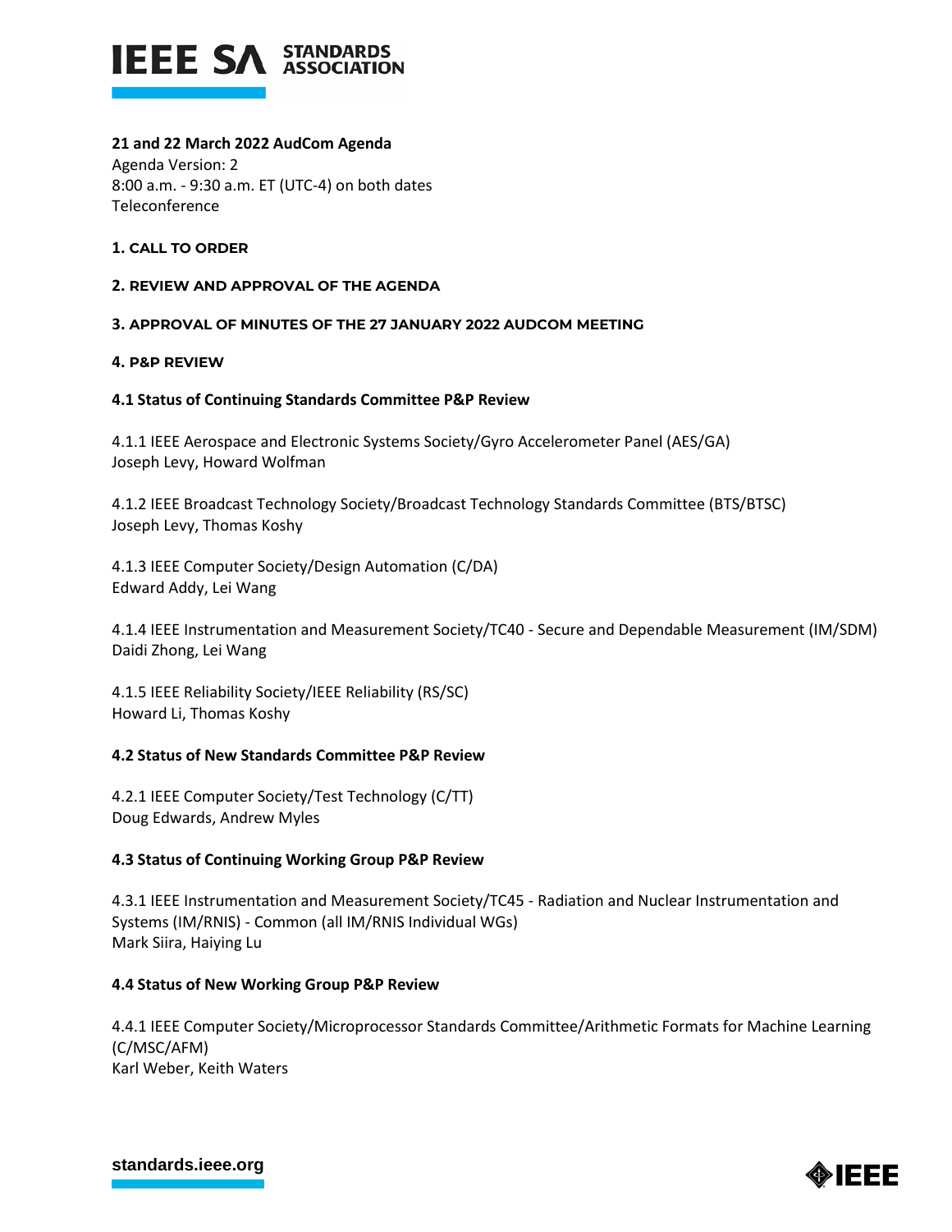**21 and 22 March 2022 AudCom Agenda**
Agenda Version: 2
8:00 a.m. - 9:30 a.m. ET (UTC-4) on both dates
Teleconference

## 1. CALL TO ORDER

## 2. REVIEW AND APPROVAL OF THE AGENDA

## 3. APPROVAL OF MINUTES OF THE 27 JANUARY 2022 AUDCOM MEETING

## 4. P&P REVIEW

### 4.1 Status of Continuing Standards Committee P&P Review

4.1.1 IEEE Aerospace and Electronic Systems Society/Gyro Accelerometer Panel (AES/GA)
Joseph Levy, Howard Wolfman

4.1.2 IEEE Broadcast Technology Society/Broadcast Technology Standards Committee (BTS/BTSC)
Joseph Levy, Thomas Koshy

4.1.3 IEEE Computer Society/Design Automation (C/DA)
Edward Addy, Lei Wang

4.1.4 IEEE Instrumentation and Measurement Society/TC40 - Secure and Dependable Measurement (IM/SDM)
Daidi Zhong, Lei Wang

4.1.5 IEEE Reliability Society/IEEE Reliability (RS/SC)
Howard Li, Thomas Koshy

### 4.2 Status of New Standards Committee P&P Review

4.2.1 IEEE Computer Society/Test Technology (C/TT)
Doug Edwards, Andrew Myles

### 4.3 Status of Continuing Working Group P&P Review

4.3.1 IEEE Instrumentation and Measurement Society/TC45 - Radiation and Nuclear Instrumentation and Systems (IM/RNIS) - Common (all IM/RNIS Individual WGs)
Mark Siira, Haiying Lu

### 4.4 Status of New Working Group P&P Review

4.4.1 IEEE Computer Society/Microprocessor Standards Committee/Arithmetic Formats for Machine Learning (C/MSC/AFM)
Karl Weber, Keith Waters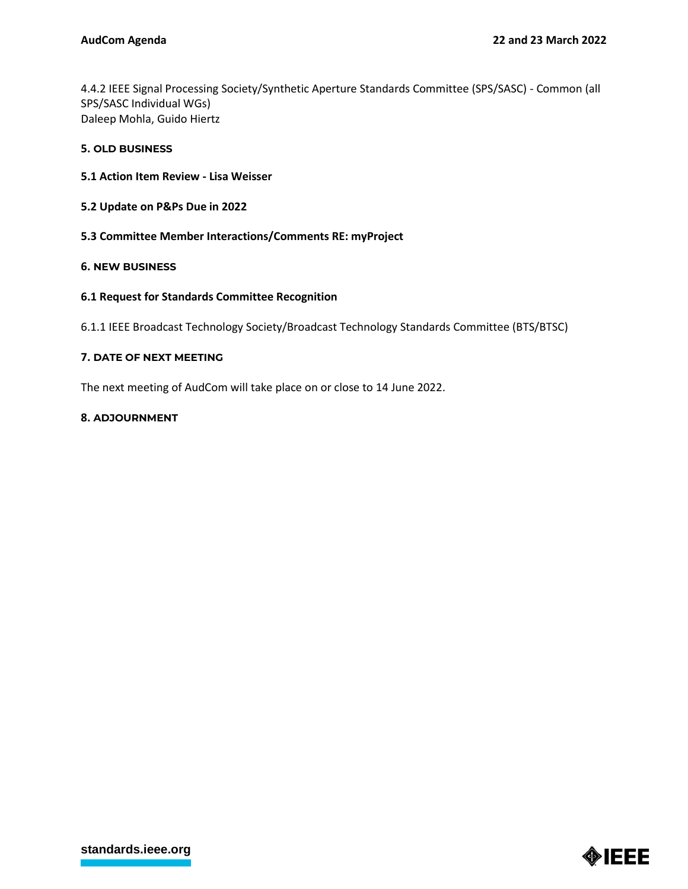4.4.2 IEEE Signal Processing Society/Synthetic Aperture Standards Committee (SPS/SASC) - Common (all SPS/SASC Individual WGs)
Daleep Mohla, Guido Hiertz

## 5. OLD BUSINESS

### 5.1 Action Item Review - Lisa Weisser

### 5.2 Update on P&Ps Due in 2022

### 5.3 Committee Member Interactions/Comments RE: myProject

## 6. NEW BUSINESS

### 6.1 Request for Standards Committee Recognition

6.1.1 IEEE Broadcast Technology Society/Broadcast Technology Standards Committee (BTS/BTSC)

## 7. DATE OF NEXT MEETING

The next meeting of AudCom will take place on or close to 14 June 2022.

## 8. ADJOURNMENT